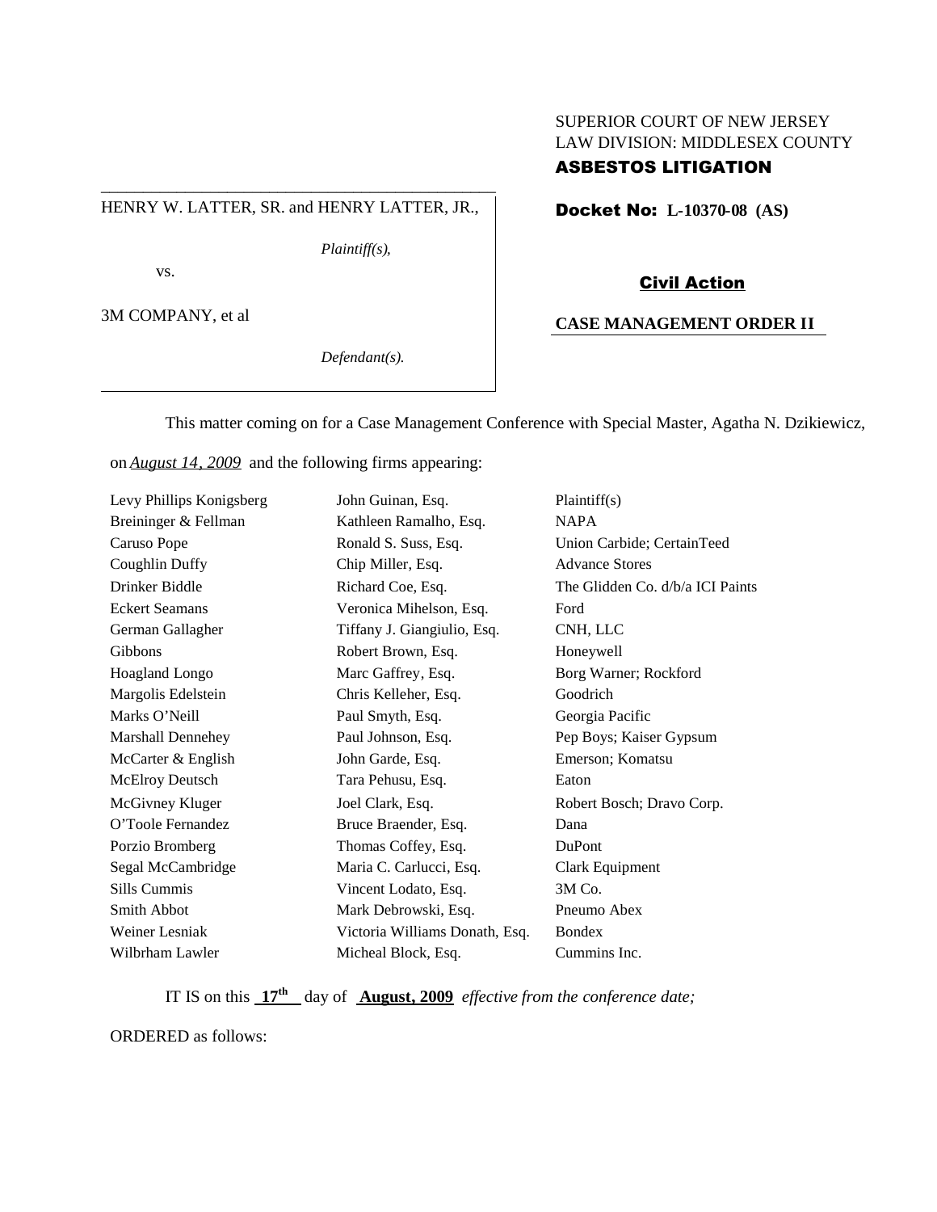SUPERIOR COURT OF NEW JERSEY
LAW DIVISION: MIDDLESEX COUNTY
**ASBESTOS LITIGATION**

HENRY W. LATTER, SR. and HENRY LATTER, JR.,

*Plaintiff(s),*

vs.

3M COMPANY, et al

*Defendant(s).*

**Docket No: L-10370-08 (AS)**

**Civil Action**

**CASE MANAGEMENT ORDER II**

This matter coming on for a Case Management Conference with Special Master, Agatha N. Dzikiewicz, on *August 14, 2009* and the following firms appearing:

| | | |
|---|---|---|
| Levy Phillips Konigsberg | John Guinan, Esq. | Plaintiff(s) |
| Breininger & Fellman | Kathleen Ramalho, Esq. | NAPA |
| Caruso Pope | Ronald S. Suss, Esq. | Union Carbide; CertainTeed |
| Coughlin Duffy | Chip Miller, Esq. | Advance Stores |
| Drinker Biddle | Richard Coe, Esq. | The Glidden Co. d/b/a ICI Paints |
| Eckert Seamans | Veronica Mihelson, Esq. | Ford |
| German Gallagher | Tiffany J. Giangiulio, Esq. | CNH, LLC |
| Gibbons | Robert Brown, Esq. | Honeywell |
| Hoagland Longo | Marc Gaffrey, Esq. | Borg Warner; Rockford |
| Margolis Edelstein | Chris Kelleher, Esq. | Goodrich |
| Marks O'Neill | Paul Smyth, Esq. | Georgia Pacific |
| Marshall Dennehey | Paul Johnson, Esq. | Pep Boys; Kaiser Gypsum |
| McCarter & English | John Garde, Esq. | Emerson; Komatsu |
| McElroy Deutsch | Tara Pehusu, Esq. | Eaton |
| McGivney Kluger | Joel Clark, Esq. | Robert Bosch; Dravo Corp. |
| O'Toole Fernandez | Bruce Braender, Esq. | Dana |
| Porzio Bromberg | Thomas Coffey, Esq. | DuPont |
| Segal McCambridge | Maria C. Carlucci, Esq. | Clark Equipment |
| Sills Cummis | Vincent Lodato, Esq. | 3M Co. |
| Smith Abbot | Mark Debrowski, Esq. | Pneumo Abex |
| Weiner Lesniak | Victoria Williams Donath, Esq. | Bondex |
| Wilbrham Lawler | Micheal Block, Esq. | Cummins Inc. |

IT IS on this **17th** day of **August, 2009** *effective from the conference date;*

ORDERED as follows: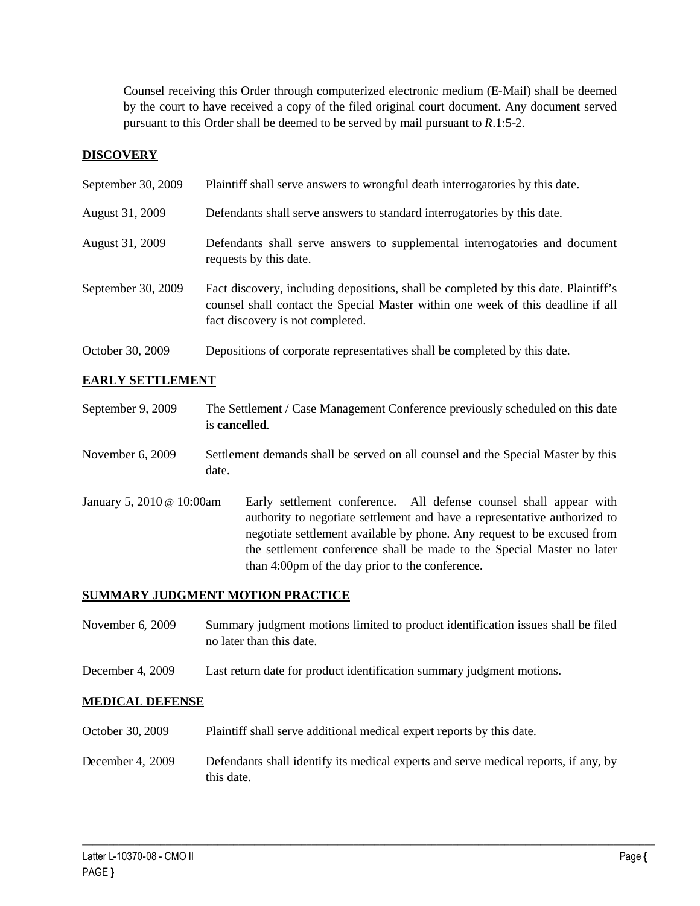Counsel receiving this Order through computerized electronic medium (E-Mail) shall be deemed by the court to have received a copy of the filed original court document. Any document served pursuant to this Order shall be deemed to be served by mail pursuant to *R*.1:5-2.

## DISCOVERY

| | |
|---|---|
| September 30, 2009 | Plaintiff shall serve answers to wrongful death interrogatories by this date. |
| August 31, 2009 | Defendants shall serve answers to standard interrogatories by this date. |
| August 31, 2009 | Defendants shall serve answers to supplemental interrogatories and document requests by this date. |
| September 30, 2009 | Fact discovery, including depositions, shall be completed by this date. Plaintiff's counsel shall contact the Special Master within one week of this deadline if all fact discovery is not completed. |
| October 30, 2009 | Depositions of corporate representatives shall be completed by this date. |

## EARLY SETTLEMENT

| | |
|---|---|
| September 9, 2009 | The Settlement / Case Management Conference previously scheduled on this date is **cancelled**. |
| November 6, 2009 | Settlement demands shall be served on all counsel and the Special Master by this date. |
| January 5, 2010 @ 10:00am | Early settlement conference. All defense counsel shall appear with authority to negotiate settlement and have a representative authorized to negotiate settlement available by phone. Any request to be excused from the settlement conference shall be made to the Special Master no later than 4:00pm of the day prior to the conference. |

## SUMMARY JUDGMENT MOTION PRACTICE

| | |
|---|---|
| November 6, 2009 | Summary judgment motions limited to product identification issues shall be filed no later than this date. |
| December 4, 2009 | Last return date for product identification summary judgment motions. |

## MEDICAL DEFENSE

| | |
|---|---|
| October 30, 2009 | Plaintiff shall serve additional medical expert reports by this date. |
| December 4, 2009 | Defendants shall identify its medical experts and serve medical reports, if any, by this date. |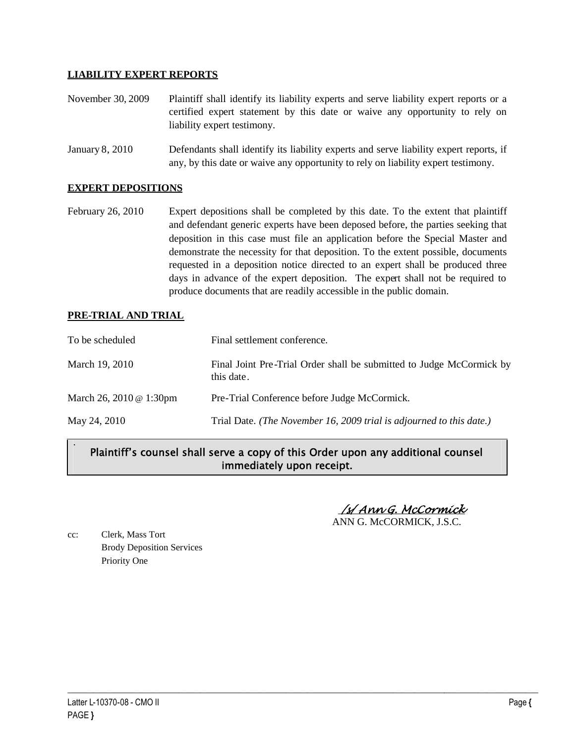**LIABILITY EXPERT REPORTS**

| | |
|---|---|
| November 30, 2009 | Plaintiff shall identify its liability experts and serve liability expert reports or a certified expert statement by this date or waive any opportunity to rely on liability expert testimony. |
| January 8, 2010 | Defendants shall identify its liability experts and serve liability expert reports, if any, by this date or waive any opportunity to rely on liability expert testimony. |

**EXPERT DEPOSITIONS**

| | |
|---|---|
| February 26, 2010 | Expert depositions shall be completed by this date. To the extent that plaintiff and defendant generic experts have been deposed before, the parties seeking that deposition in this case must file an application before the Special Master and demonstrate the necessity for that deposition. To the extent possible, documents requested in a deposition notice directed to an expert shall be produced three days in advance of the expert deposition. The expert shall not be required to produce documents that are readily accessible in the public domain. |

**PRE-TRIAL AND TRIAL**

| | |
|---|---|
| To be scheduled | Final settlement conference. |
| March 19, 2010 | Final Joint Pre-Trial Order shall be submitted to Judge McCormick by this date. |
| March 26, 2010 @ 1:30pm | Pre-Trial Conference before Judge McCormick. |
| May 24, 2010 | Trial Date. *(The November 16, 2009 trial is adjourned to this date.)* |

**Plaintiff's counsel shall serve a copy of this Order upon any additional counsel immediately upon receipt.**

/s/ Ann G. McCormick
ANN G. McCORMICK, J.S.C.

cc: Clerk, Mass Tort
Brody Deposition Services
Priority One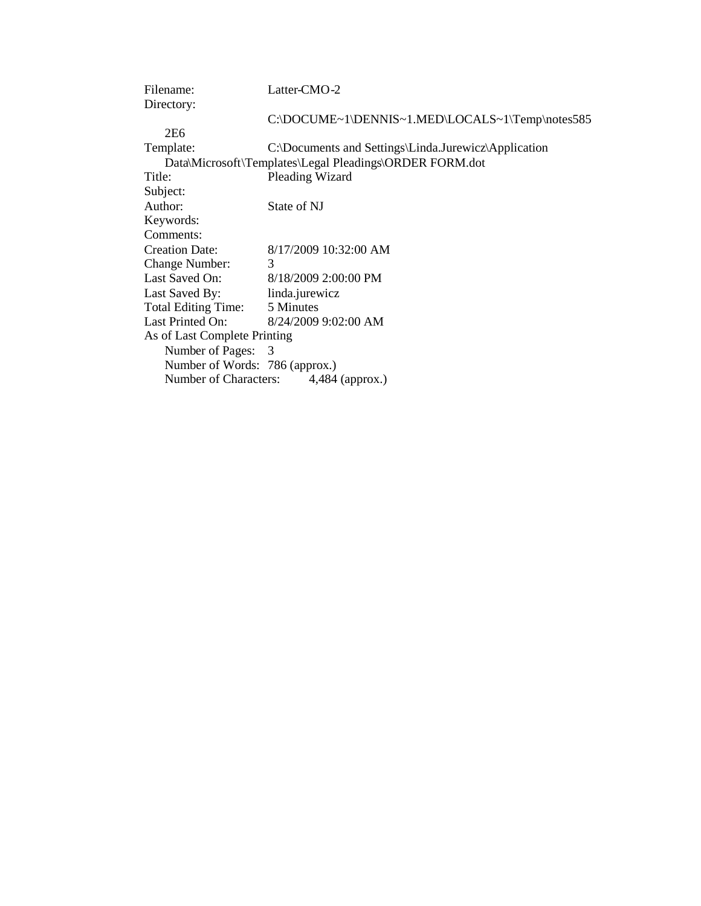Filename: Latter-CMO-2
Directory: C:\DOCUME~1\DENNIS~1.MED\LOCALS~1\Temp\notes5852E6
Template: C:\Documents and Settings\Linda.Jurewicz\Application Data\Microsoft\Templates\Legal Pleadings\ORDER FORM.dot
Title: Pleading Wizard
Subject:
Author: State of NJ
Keywords:
Comments:
Creation Date: 8/17/2009 10:32:00 AM
Change Number: 3
Last Saved On: 8/18/2009 2:00:00 PM
Last Saved By: linda.jurewicz
Total Editing Time: 5 Minutes
Last Printed On: 8/24/2009 9:02:00 AM
As of Last Complete Printing
Number of Pages: 3
Number of Words: 786 (approx.)
Number of Characters: 4,484 (approx.)